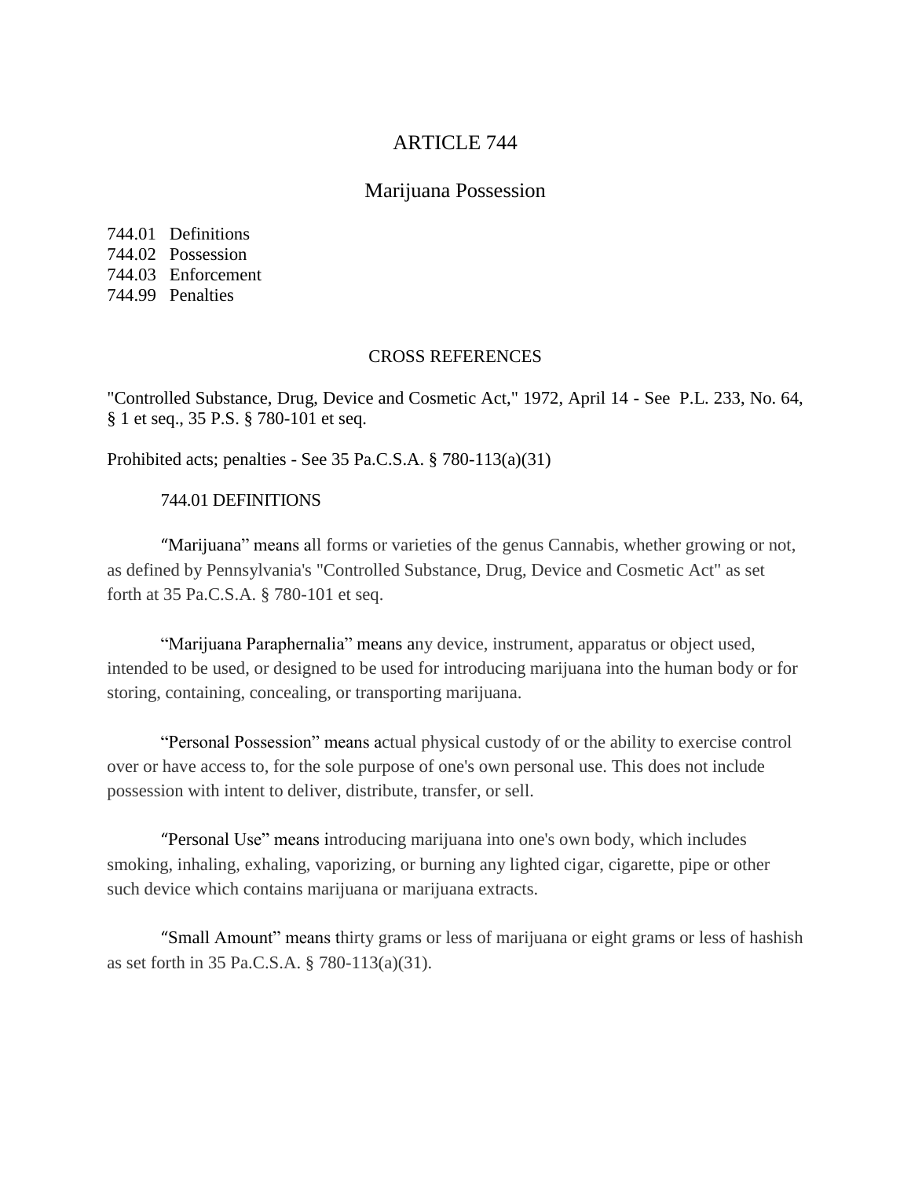# ARTICLE 744

## Marijuana Possession

744.01 Definitions
744.02 Possession
744.03 Enforcement
744.99 Penalties

### CROSS REFERENCES

"Controlled Substance, Drug, Device and Cosmetic Act," 1972, April 14 - See P.L. 233, No. 64, § 1 et seq., 35 P.S. § 780-101 et seq.

Prohibited acts; penalties - See 35 Pa.C.S.A. § 780-113(a)(31)

### 744.01 DEFINITIONS

"Marijuana" means all forms or varieties of the genus Cannabis, whether growing or not, as defined by Pennsylvania's "Controlled Substance, Drug, Device and Cosmetic Act" as set forth at 35 Pa.C.S.A. § 780-101 et seq.

"Marijuana Paraphernalia" means any device, instrument, apparatus or object used, intended to be used, or designed to be used for introducing marijuana into the human body or for storing, containing, concealing, or transporting marijuana.

"Personal Possession" means actual physical custody of or the ability to exercise control over or have access to, for the sole purpose of one's own personal use. This does not include possession with intent to deliver, distribute, transfer, or sell.

"Personal Use" means introducing marijuana into one's own body, which includes smoking, inhaling, exhaling, vaporizing, or burning any lighted cigar, cigarette, pipe or other such device which contains marijuana or marijuana extracts.

"Small Amount" means thirty grams or less of marijuana or eight grams or less of hashish as set forth in 35 Pa.C.S.A. § 780-113(a)(31).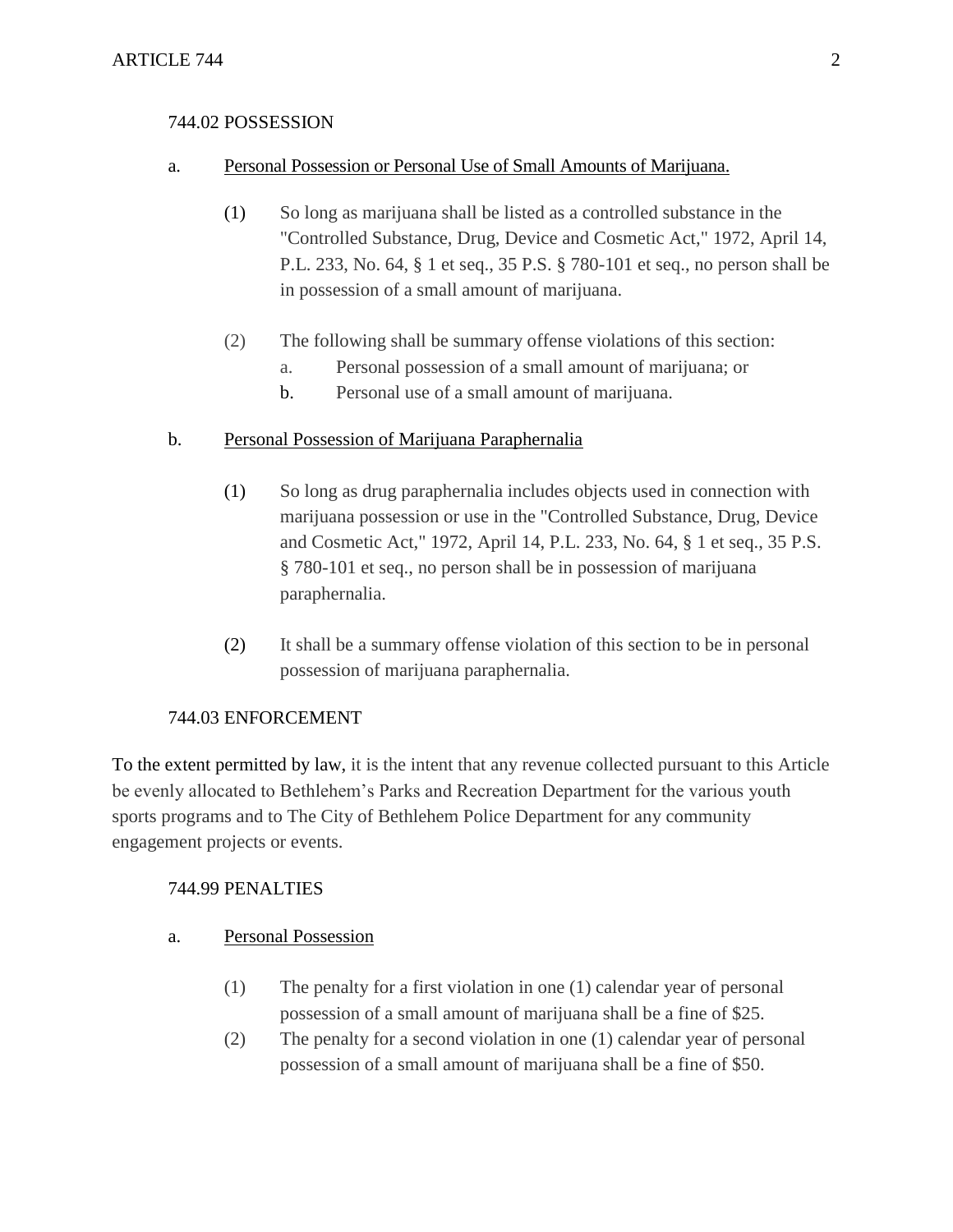## 744.02 POSSESSION

a. Personal Possession or Personal Use of Small Amounts of Marijuana.

(1) So long as marijuana shall be listed as a controlled substance in the "Controlled Substance, Drug, Device and Cosmetic Act," 1972, April 14, P.L. 233, No. 64, § 1 et seq., 35 P.S. § 780-101 et seq., no person shall be in possession of a small amount of marijuana.

(2) The following shall be summary offense violations of this section:

a. Personal possession of a small amount of marijuana; or

b. Personal use of a small amount of marijuana.

b. Personal Possession of Marijuana Paraphernalia

(1) So long as drug paraphernalia includes objects used in connection with marijuana possession or use in the "Controlled Substance, Drug, Device and Cosmetic Act," 1972, April 14, P.L. 233, No. 64, § 1 et seq., 35 P.S. § 780-101 et seq., no person shall be in possession of marijuana paraphernalia.

(2) It shall be a summary offense violation of this section to be in personal possession of marijuana paraphernalia.

## 744.03 ENFORCEMENT

To the extent permitted by law, it is the intent that any revenue collected pursuant to this Article be evenly allocated to Bethlehem's Parks and Recreation Department for the various youth sports programs and to The City of Bethlehem Police Department for any community engagement projects or events.

## 744.99 PENALTIES

a. Personal Possession

(1) The penalty for a first violation in one (1) calendar year of personal possession of a small amount of marijuana shall be a fine of $25.

(2) The penalty for a second violation in one (1) calendar year of personal possession of a small amount of marijuana shall be a fine of $50.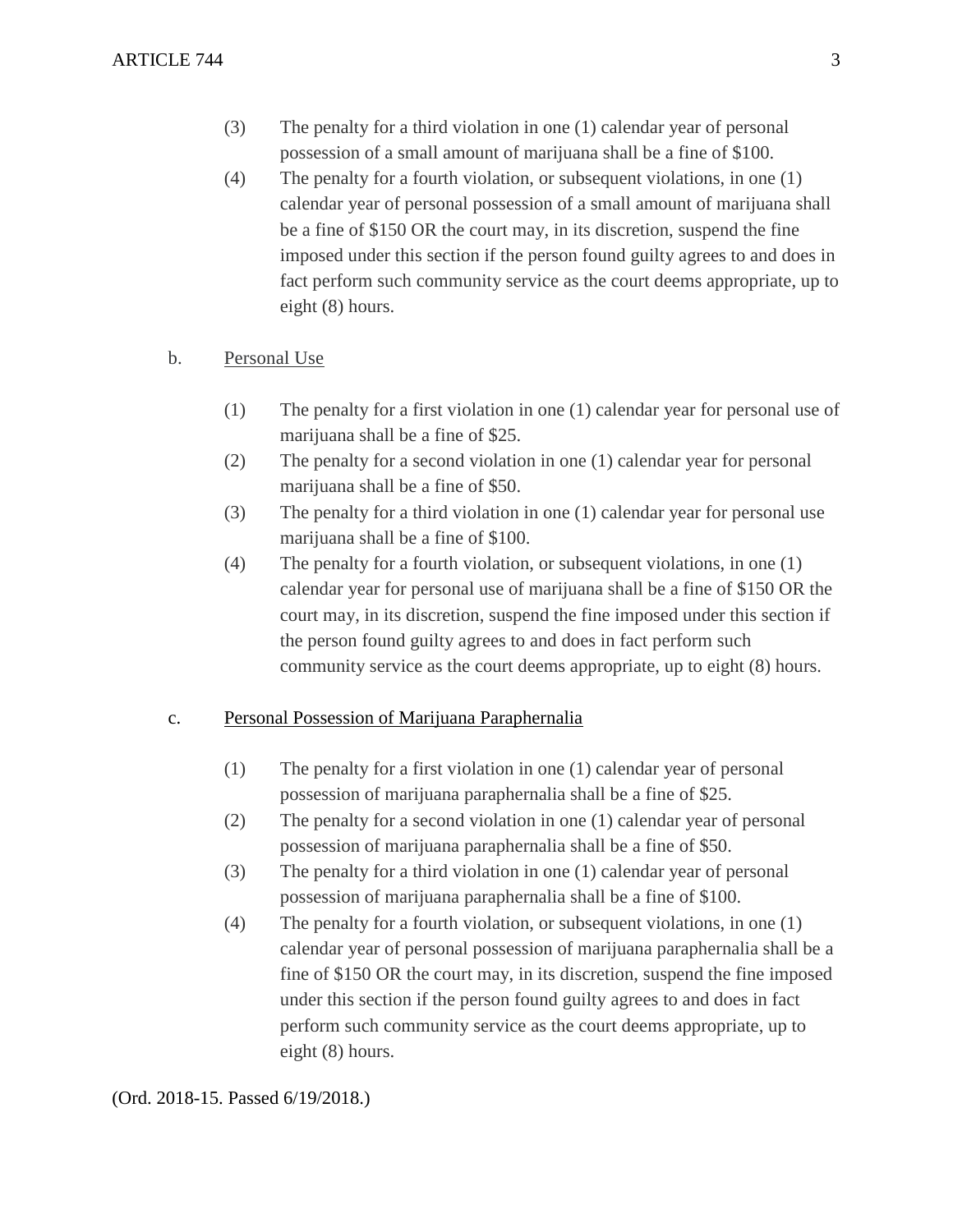(3) The penalty for a third violation in one (1) calendar year of personal possession of a small amount of marijuana shall be a fine of $100.

(4) The penalty for a fourth violation, or subsequent violations, in one (1) calendar year of personal possession of a small amount of marijuana shall be a fine of $150 OR the court may, in its discretion, suspend the fine imposed under this section if the person found guilty agrees to and does in fact perform such community service as the court deems appropriate, up to eight (8) hours.

b. Personal Use

(1) The penalty for a first violation in one (1) calendar year for personal use of marijuana shall be a fine of $25.

(2) The penalty for a second violation in one (1) calendar year for personal marijuana shall be a fine of $50.

(3) The penalty for a third violation in one (1) calendar year for personal use marijuana shall be a fine of $100.

(4) The penalty for a fourth violation, or subsequent violations, in one (1) calendar year for personal use of marijuana shall be a fine of $150 OR the court may, in its discretion, suspend the fine imposed under this section if the person found guilty agrees to and does in fact perform such community service as the court deems appropriate, up to eight (8) hours.

c. Personal Possession of Marijuana Paraphernalia

(1) The penalty for a first violation in one (1) calendar year of personal possession of marijuana paraphernalia shall be a fine of $25.

(2) The penalty for a second violation in one (1) calendar year of personal possession of marijuana paraphernalia shall be a fine of $50.

(3) The penalty for a third violation in one (1) calendar year of personal possession of marijuana paraphernalia shall be a fine of $100.

(4) The penalty for a fourth violation, or subsequent violations, in one (1) calendar year of personal possession of marijuana paraphernalia shall be a fine of $150 OR the court may, in its discretion, suspend the fine imposed under this section if the person found guilty agrees to and does in fact perform such community service as the court deems appropriate, up to eight (8) hours.

(Ord. 2018-15. Passed 6/19/2018.)